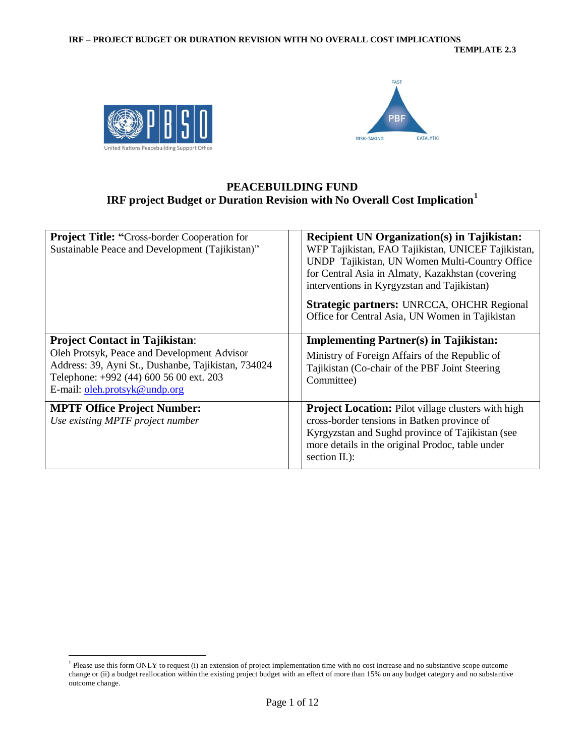IRF – PROJECT BUDGET OR DURATION REVISION WITH NO OVERALL COST IMPLICATIONS

TEMPLATE 2.3

# PEACEBUILDING FUND
## IRF project Budget or Duration Revision with No Overall Cost Implication[1]

| | | |
|---|---|---|
| **Project Title: "**Cross-border Cooperation for Sustainable Peace and Development (Tajikistan)" | | **Recipient UN Organization(s) in Tajikistan:** WFP Tajikistan, FAO Tajikistan, UNICEF Tajikistan, UNDP Tajikistan, UN Women Multi-Country Office for Central Asia in Almaty, Kazakhstan (covering interventions in Kyrgyzstan and Tajikistan)<br><br>**Strategic partners:** UNRCCA, OHCHR Regional Office for Central Asia, UN Women in Tajikistan |
| **Project Contact in Tajikistan**:<br>Oleh Protsyk, Peace and Development Advisor<br>Address: 39, Ayni St., Dushanbe, Tajikistan, 734024<br>Telephone: +992 (44) 600 56 00 ext. 203<br>E-mail: oleh.protsyk@undp.org | | **Implementing Partner(s) in Tajikistan:**<br>Ministry of Foreign Affairs of the Republic of Tajikistan (Co-chair of the PBF Joint Steering Committee) |
| **MPTF Office Project Number:**<br>*Use existing MPTF project number* | | **Project Location:** Pilot village clusters with high cross-border tensions in Batken province of Kyrgyzstan and Sughd province of Tajikistan (see more details in the original Prodoc, table under section II.): |

[1] Please use this form ONLY to request (i) an extension of project implementation time with no cost increase and no substantive scope outcome change or (ii) a budget reallocation within the existing project budget with an effect of more than 15% on any budget category and no substantive outcome change.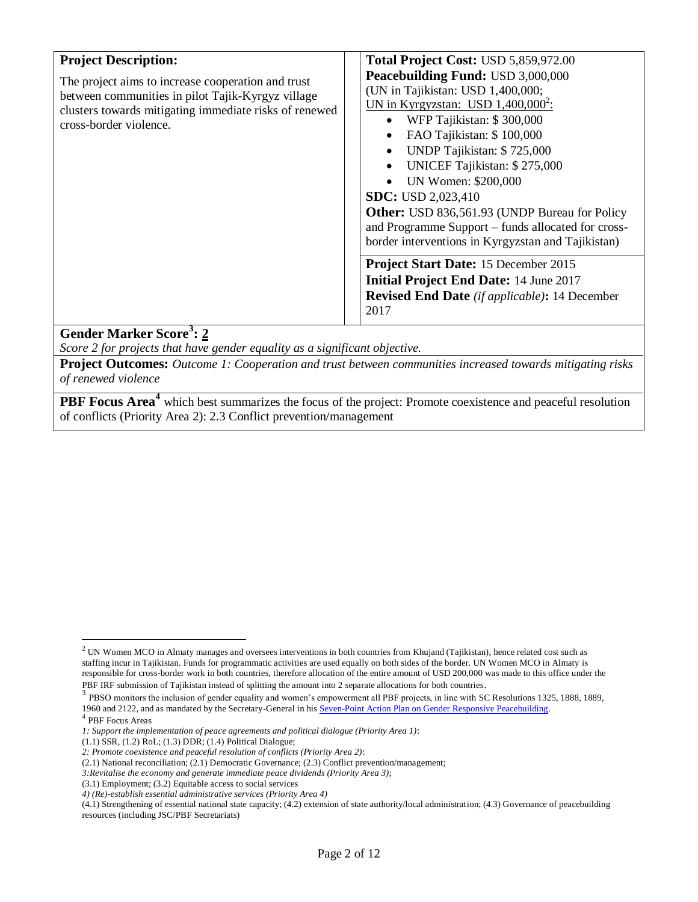| **Project Description:** | **Total Project Cost:** USD 5,859,972.00 |
| --- | --- |
| The project aims to increase cooperation and trust between communities in pilot Tajik-Kyrgyz village clusters towards mitigating immediate risks of renewed cross-border violence. | **Peacebuilding Fund:** USD 3,000,000 (UN in Tajikistan: USD 1,400,000; UN in Kyrgyzstan: USD 1,400,000[2]: <br>• WFP Tajikistan: $ 300,000 <br>• FAO Tajikistan: $ 100,000 <br>• UNDP Tajikistan: $ 725,000 <br>• UNICEF Tajikistan: $ 275,000 <br>• UN Women: $200,000 <br>**SDC:** USD 2,023,410 <br>**Other:** USD 836,561.93 (UNDP Bureau for Policy and Programme Support – funds allocated for cross-border interventions in Kyrgyzstan and Tajikistan) |
| | **Project Start Date:** 15 December 2015 <br>**Initial Project End Date:** 14 June 2017 <br>**Revised End Date** *(if applicable)***:** 14 December 2017 |

**Gender Marker Score[3]: 2**

*Score 2 for projects that have gender equality as a significant objective.*

**Project Outcomes:** *Outcome 1: Cooperation and trust between communities increased towards mitigating risks of renewed violence*

**PBF Focus Area[4]** which best summarizes the focus of the project: Promote coexistence and peaceful resolution of conflicts (Priority Area 2): 2.3 Conflict prevention/management

---

[2] UN Women MCO in Almaty manages and oversees interventions in both countries from Khujand (Tajikistan), hence related cost such as staffing incur in Tajikistan. Funds for programmatic activities are used equally on both sides of the border. UN Women MCO in Almaty is responsible for cross-border work in both countries, therefore allocation of the entire amount of USD 200,000 was made to this office under the PBF IRF submission of Tajikistan instead of splitting the amount into 2 separate allocations for both countries.

[3] PBSO monitors the inclusion of gender equality and women's empowerment all PBF projects, in line with SC Resolutions 1325, 1888, 1889, 1960 and 2122, and as mandated by the Secretary-General in his Seven-Point Action Plan on Gender Responsive Peacebuilding.

[4] PBF Focus Areas

*1: Support the implementation of peace agreements and political dialogue (Priority Area 1)*:

(1.1) SSR, (1.2) RoL; (1.3) DDR; (1.4) Political Dialogue;

*2: Promote coexistence and peaceful resolution of conflicts (Priority Area 2)*:

(2.1) National reconciliation; (2.1) Democratic Governance; (2.3) Conflict prevention/management;

*3:Revitalise the economy and generate immediate peace dividends (Priority Area 3)*;

(3.1) Employment; (3.2) Equitable access to social services

*4) (Re)-establish essential administrative services (Priority Area 4)*

(4.1) Strengthening of essential national state capacity; (4.2) extension of state authority/local administration; (4.3) Governance of peacebuilding resources (including JSC/PBF Secretariats)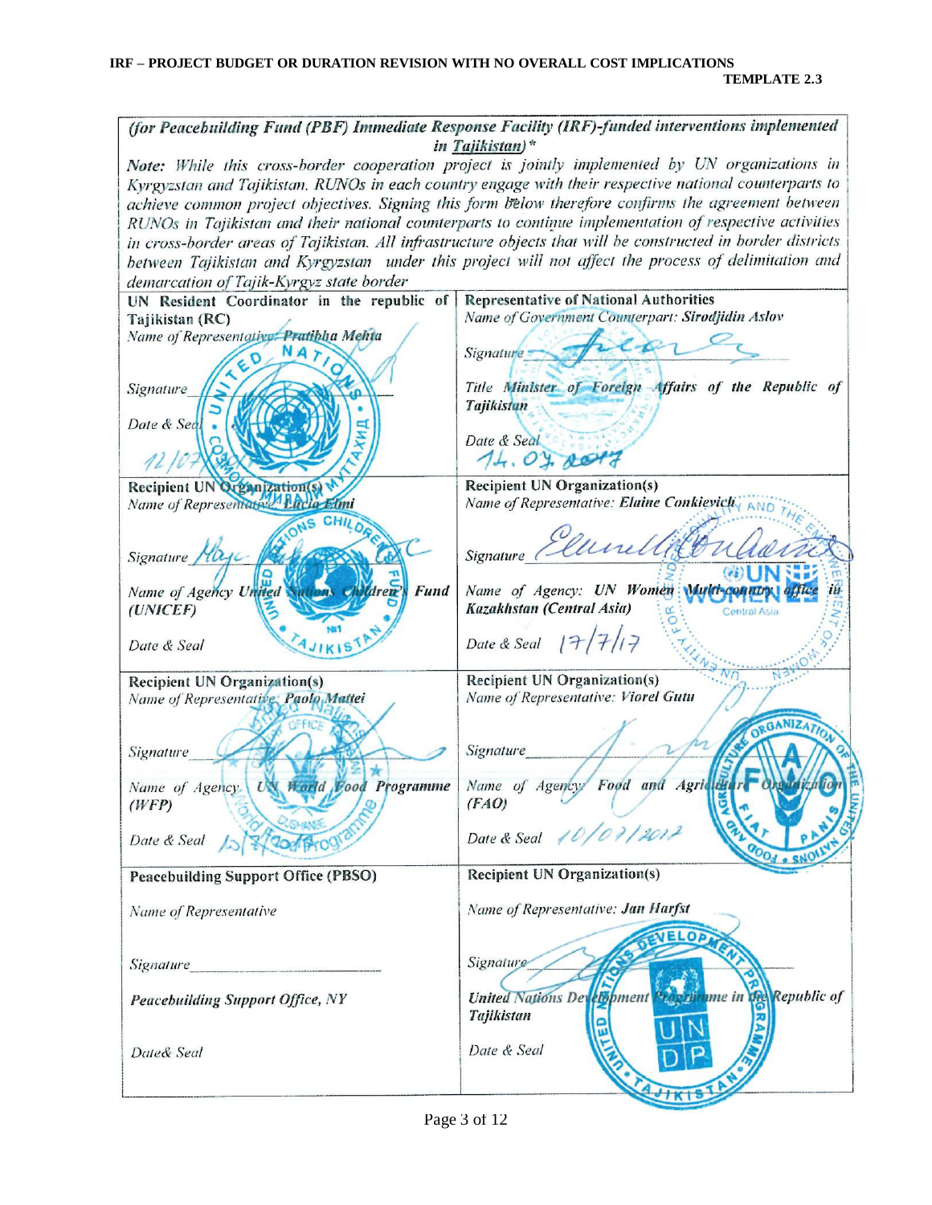**IRF – PROJECT BUDGET OR DURATION REVISION WITH NO OVERALL COST IMPLICATIONS**

**TEMPLATE 2.3**

*(for Peacebuilding Fund (PBF) Immediate Response Facility (IRF)-funded interventions implemented in Tajikistan)\**

*Note: While this cross-border cooperation project is jointly implemented by UN organizations in Kyrgyzstan and Tajikistan, RUNOs in each country engage with their respective national counterparts to achieve common project objectives. Signing this form below therefore confirms the agreement between RUNOs in Tajikistan and their national counterparts to continue implementation of respective activities in cross-border areas of Tajikistan. All infrastructure objects that will be constructed in border districts between Tajikistan and Kyrgyzstan under this project will not affect the process of delimitation and demarcation of Tajik-Kyrgyz state border*

| | |
|---|---|
| **UN Resident Coordinator in the republic of Tajikistan (RC)**<br>*Name of Representative: Pratibha Mehta*<br><br>*Signature*<br><br>*Date & Seal* 12/07/2017 | **Representative of National Authorities**<br>*Name of Government Counterpart: **Sirodjidin Aslov***<br><br>*Signature*<br><br>*Title **Minister of Foreign Affairs of the Republic of Tajikistan***<br><br>*Date & Seal* 14.07.2017 |
| **Recipient UN Organization(s)**<br>*Name of Representative: **Lucia Elmi***<br><br>*Signature*<br><br>*Name of Agency **United Nations Children's Fund (UNICEF)***<br><br>*Date & Seal* | **Recipient UN Organization(s)**<br>*Name of Representative: **Elaine Conkievich***<br><br>*Signature*<br><br>*Name of Agency: **UN Women Multi-country office in Kazakhstan (Central Asia)***<br><br>*Date & Seal* 17/7/17 |
| **Recipient UN Organization(s)**<br>*Name of Representative: **Paolo Mattei***<br><br>*Signature*<br><br>*Name of Agency **UN World Food Programme (WFP)***<br><br>*Date & Seal* 15/7/17 | **Recipient UN Organization(s)**<br>*Name of Representative: **Viorel Gutu***<br><br>*Signature*<br><br>*Name of Agency: **Food and Agriculture Organization (FAO)***<br><br>*Date & Seal* 10/07/2017 |
| **Peacebuilding Support Office (PBSO)**<br><br>*Name of Representative*<br><br>*Signature*<br><br>***Peacebuilding Support Office, NY***<br><br>*Date& Seal* | **Recipient UN Organization(s)**<br><br>*Name of Representative: **Jan Harfst***<br><br>*Signature*<br><br>***United Nations Development Programme in the Republic of Tajikistan***<br><br>*Date & Seal* |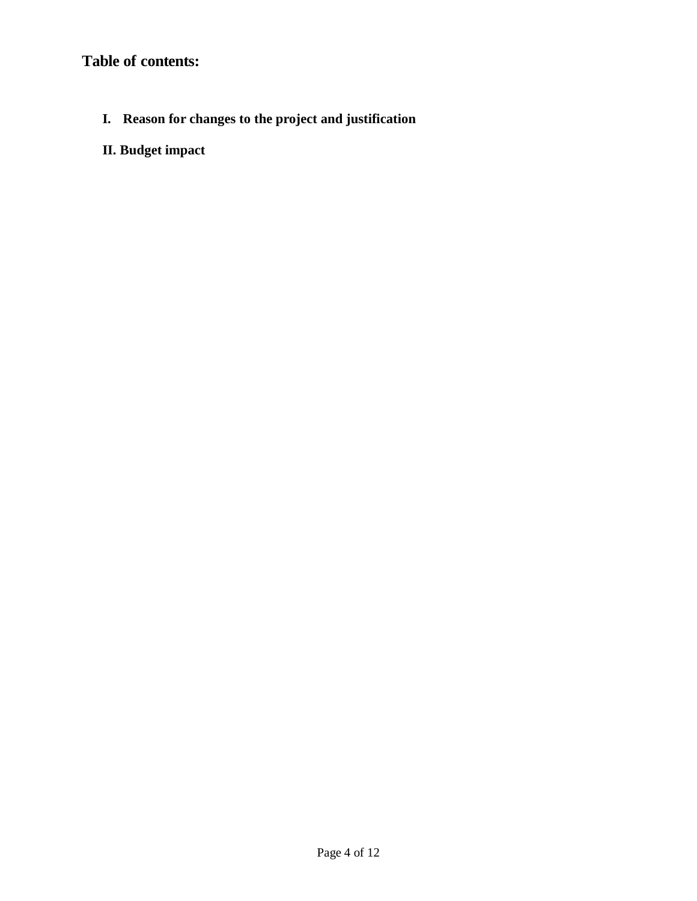## Table of contents:

**I. Reason for changes to the project and justification**

**II. Budget impact**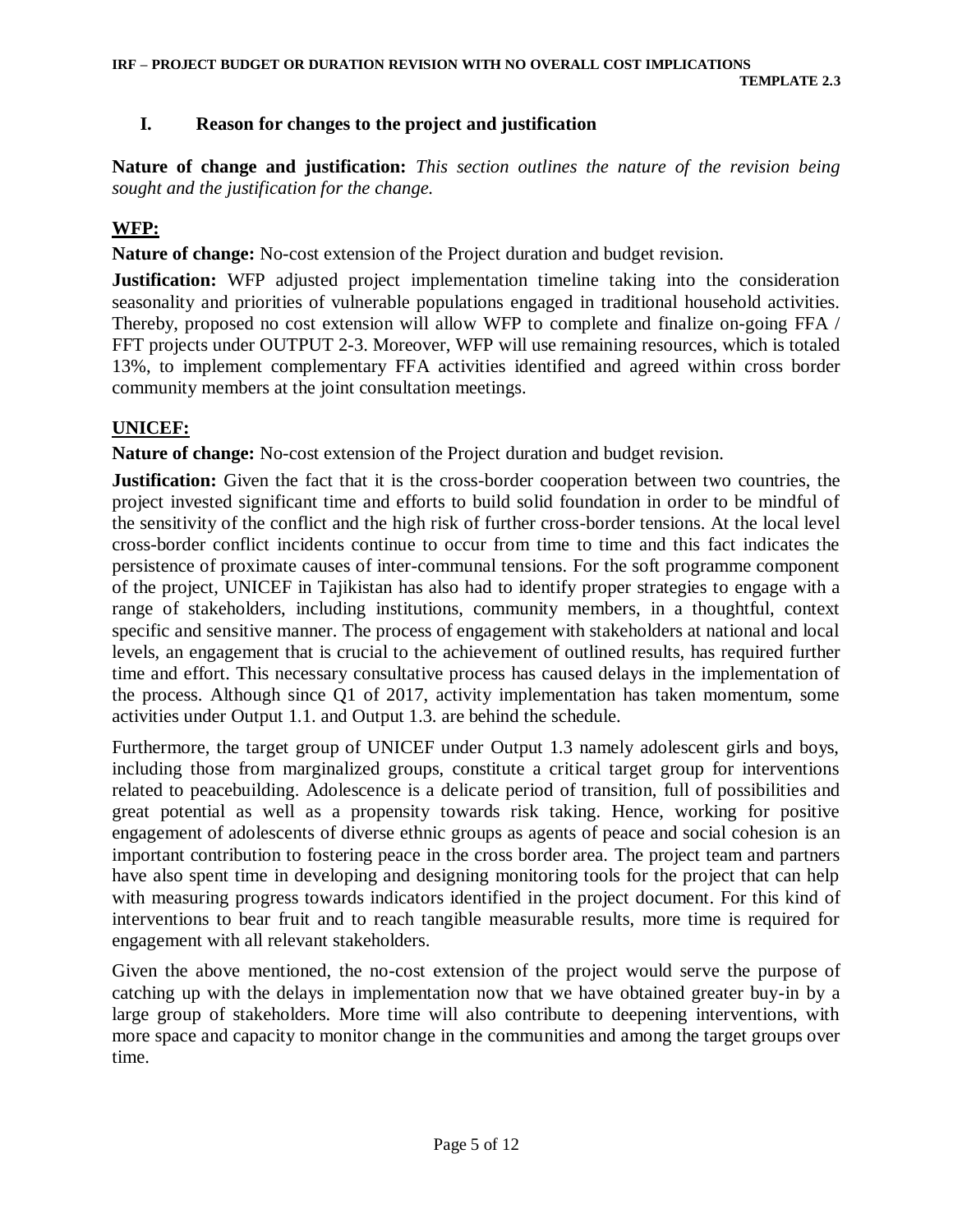## I. Reason for changes to the project and justification

**Nature of change and justification:** *This section outlines the nature of the revision being sought and the justification for the change.*

**WFP:**

**Nature of change:** No-cost extension of the Project duration and budget revision.

**Justification:** WFP adjusted project implementation timeline taking into the consideration seasonality and priorities of vulnerable populations engaged in traditional household activities. Thereby, proposed no cost extension will allow WFP to complete and finalize on-going FFA / FFT projects under OUTPUT 2-3. Moreover, WFP will use remaining resources, which is totaled 13%, to implement complementary FFA activities identified and agreed within cross border community members at the joint consultation meetings.

**UNICEF:**

**Nature of change:** No-cost extension of the Project duration and budget revision.

**Justification:** Given the fact that it is the cross-border cooperation between two countries, the project invested significant time and efforts to build solid foundation in order to be mindful of the sensitivity of the conflict and the high risk of further cross-border tensions. At the local level cross-border conflict incidents continue to occur from time to time and this fact indicates the persistence of proximate causes of inter-communal tensions. For the soft programme component of the project, UNICEF in Tajikistan has also had to identify proper strategies to engage with a range of stakeholders, including institutions, community members, in a thoughtful, context specific and sensitive manner. The process of engagement with stakeholders at national and local levels, an engagement that is crucial to the achievement of outlined results, has required further time and effort. This necessary consultative process has caused delays in the implementation of the process. Although since Q1 of 2017, activity implementation has taken momentum, some activities under Output 1.1. and Output 1.3. are behind the schedule.

Furthermore, the target group of UNICEF under Output 1.3 namely adolescent girls and boys, including those from marginalized groups, constitute a critical target group for interventions related to peacebuilding. Adolescence is a delicate period of transition, full of possibilities and great potential as well as a propensity towards risk taking. Hence, working for positive engagement of adolescents of diverse ethnic groups as agents of peace and social cohesion is an important contribution to fostering peace in the cross border area. The project team and partners have also spent time in developing and designing monitoring tools for the project that can help with measuring progress towards indicators identified in the project document. For this kind of interventions to bear fruit and to reach tangible measurable results, more time is required for engagement with all relevant stakeholders.

Given the above mentioned, the no-cost extension of the project would serve the purpose of catching up with the delays in implementation now that we have obtained greater buy-in by a large group of stakeholders. More time will also contribute to deepening interventions, with more space and capacity to monitor change in the communities and among the target groups over time.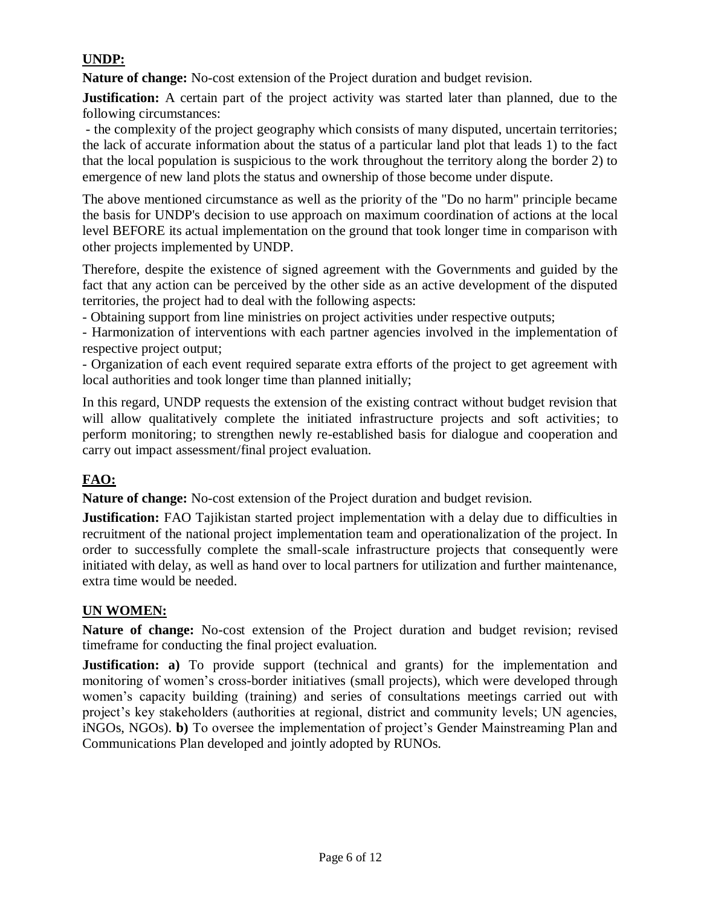**UNDP:**

**Nature of change:** No-cost extension of the Project duration and budget revision.

**Justification:** A certain part of the project activity was started later than planned, due to the following circumstances:

- the complexity of the project geography which consists of many disputed, uncertain territories; the lack of accurate information about the status of a particular land plot that leads 1) to the fact that the local population is suspicious to the work throughout the territory along the border 2) to emergence of new land plots the status and ownership of those become under dispute.

The above mentioned circumstance as well as the priority of the "Do no harm" principle became the basis for UNDP's decision to use approach on maximum coordination of actions at the local level BEFORE its actual implementation on the ground that took longer time in comparison with other projects implemented by UNDP.

Therefore, despite the existence of signed agreement with the Governments and guided by the fact that any action can be perceived by the other side as an active development of the disputed territories, the project had to deal with the following aspects:

- Obtaining support from line ministries on project activities under respective outputs;
- Harmonization of interventions with each partner agencies involved in the implementation of respective project output;
- Organization of each event required separate extra efforts of the project to get agreement with local authorities and took longer time than planned initially;

In this regard, UNDP requests the extension of the existing contract without budget revision that will allow qualitatively complete the initiated infrastructure projects and soft activities; to perform monitoring; to strengthen newly re-established basis for dialogue and cooperation and carry out impact assessment/final project evaluation.

**FAO:**

**Nature of change:** No-cost extension of the Project duration and budget revision.

**Justification:** FAO Tajikistan started project implementation with a delay due to difficulties in recruitment of the national project implementation team and operationalization of the project. In order to successfully complete the small-scale infrastructure projects that consequently were initiated with delay, as well as hand over to local partners for utilization and further maintenance, extra time would be needed.

**UN WOMEN:**

**Nature of change:** No-cost extension of the Project duration and budget revision; revised timeframe for conducting the final project evaluation.

**Justification: a)** To provide support (technical and grants) for the implementation and monitoring of women's cross-border initiatives (small projects), which were developed through women's capacity building (training) and series of consultations meetings carried out with project's key stakeholders (authorities at regional, district and community levels; UN agencies, iNGOs, NGOs). **b)** To oversee the implementation of project's Gender Mainstreaming Plan and Communications Plan developed and jointly adopted by RUNOs.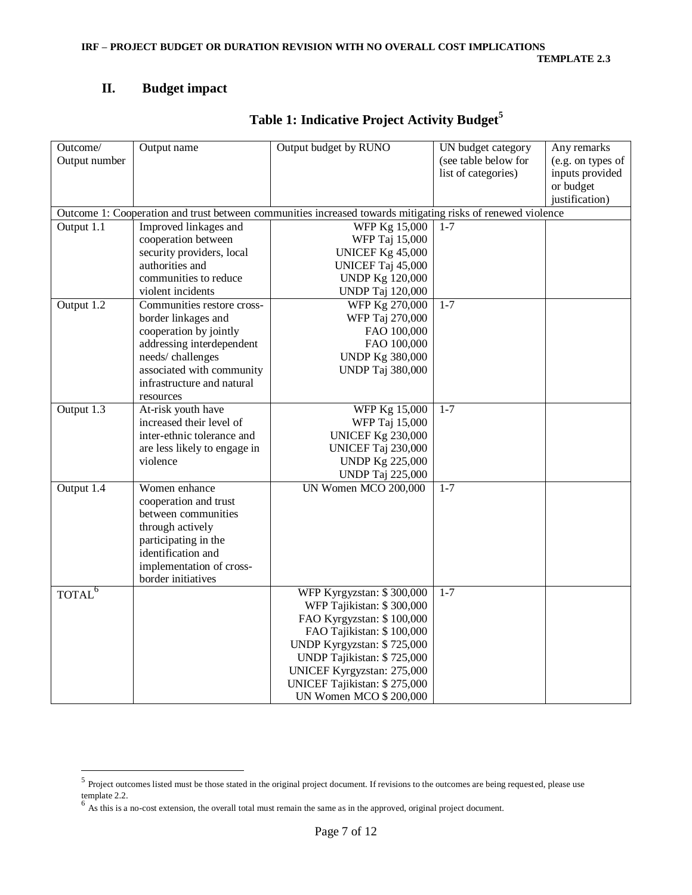## II. Budget impact

### Table 1: Indicative Project Activity Budget[5]

| Outcome/ Output number | Output name | Output budget by RUNO | UN budget category (see table below for list of categories) | Any remarks (e.g. on types of inputs provided or budget justification) |
|---|---|---|---|---|
| Outcome 1: Cooperation and trust between communities increased towards mitigating risks of renewed violence | | | | |
| Output 1.1 | Improved linkages and cooperation between security providers, local authorities and communities to reduce violent incidents | WFP Kg 15,000<br>WFP Taj 15,000<br>UNICEF Kg 45,000<br>UNICEF Taj 45,000<br>UNDP Kg 120,000<br>UNDP Taj 120,000 | 1-7 | |
| Output 1.2 | Communities restore cross-border linkages and cooperation by jointly addressing interdependent needs/ challenges associated with community infrastructure and natural resources | WFP Kg 270,000<br>WFP Taj 270,000<br>FAO 100,000<br>FAO 100,000<br>UNDP Kg 380,000<br>UNDP Taj 380,000 | 1-7 | |
| Output 1.3 | At-risk youth have increased their level of inter-ethnic tolerance and are less likely to engage in violence | WFP Kg 15,000<br>WFP Taj 15,000<br>UNICEF Kg 230,000<br>UNICEF Taj 230,000<br>UNDP Kg 225,000<br>UNDP Taj 225,000 | 1-7 | |
| Output 1.4 | Women enhance cooperation and trust between communities through actively participating in the identification and implementation of cross-border initiatives | UN Women MCO 200,000 | 1-7 | |
| TOTAL[6] | | WFP Kyrgyzstan: $ 300,000<br>WFP Tajikistan: $ 300,000<br>FAO Kyrgyzstan: $ 100,000<br>FAO Tajikistan: $ 100,000<br>UNDP Kyrgyzstan: $ 725,000<br>UNDP Tajikistan: $ 725,000<br>UNICEF Kyrgyzstan: 275,000<br>UNICEF Tajikistan: $ 275,000<br>UN Women MCO $ 200,000 | 1-7 | |

[5] Project outcomes listed must be those stated in the original project document. If revisions to the outcomes are being requested, please use template 2.2.

[6] As this is a no-cost extension, the overall total must remain the same as in the approved, original project document.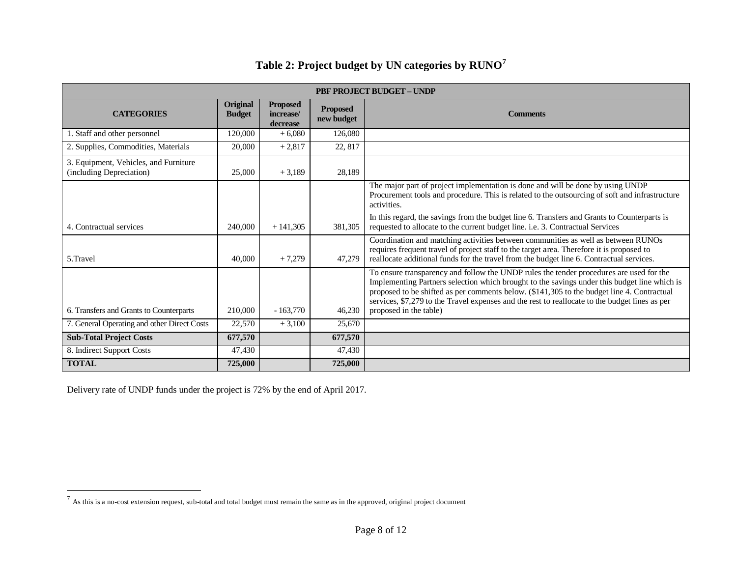## Table 2: Project budget by UN categories by RUNO[7]

| PBF PROJECT BUDGET – UNDP | | | | |
|---|---|---|---|---|
| **CATEGORIES** | **Original Budget** | **Proposed increase/ decrease** | **Proposed new budget** | **Comments** |
| 1. Staff and other personnel | 120,000 | + 6,080 | 126,080 | |
| 2. Supplies, Commodities, Materials | 20,000 | + 2,817 | 22, 817 | |
| 3. Equipment, Vehicles, and Furniture (including Depreciation) | 25,000 | + 3,189 | 28,189 | |
| 4. Contractual services | 240,000 | + 141,305 | 381,305 | The major part of project implementation is done and will be done by using UNDP Procurement tools and procedure. This is related to the outsourcing of soft and infrastructure activities. In this regard, the savings from the budget line 6. Transfers and Grants to Counterparts is requested to allocate to the current budget line. i.e. 3. Contractual Services |
| 5.Travel | 40,000 | + 7,279 | 47,279 | Coordination and matching activities between communities as well as between RUNOs requires frequent travel of project staff to the target area. Therefore it is proposed to reallocate additional funds for the travel from the budget line 6. Contractual services. |
| 6. Transfers and Grants to Counterparts | 210,000 | - 163,770 | 46,230 | To ensure transparency and follow the UNDP rules the tender procedures are used for the Implementing Partners selection which brought to the savings under this budget line which is proposed to be shifted as per comments below. ($141,305 to the budget line 4. Contractual services, $7,279 to the Travel expenses and the rest to reallocate to the budget lines as per proposed in the table) |
| 7. General Operating and other Direct Costs | 22,570 | + 3,100 | 25,670 | |
| **Sub-Total Project Costs** | **677,570** | | **677,570** | |
| 8. Indirect Support Costs | 47,430 | | 47,430 | |
| **TOTAL** | **725,000** | | **725,000** | |

Delivery rate of UNDP funds under the project is 72% by the end of April 2017.

[7] As this is a no-cost extension request, sub-total and total budget must remain the same as in the approved, original project document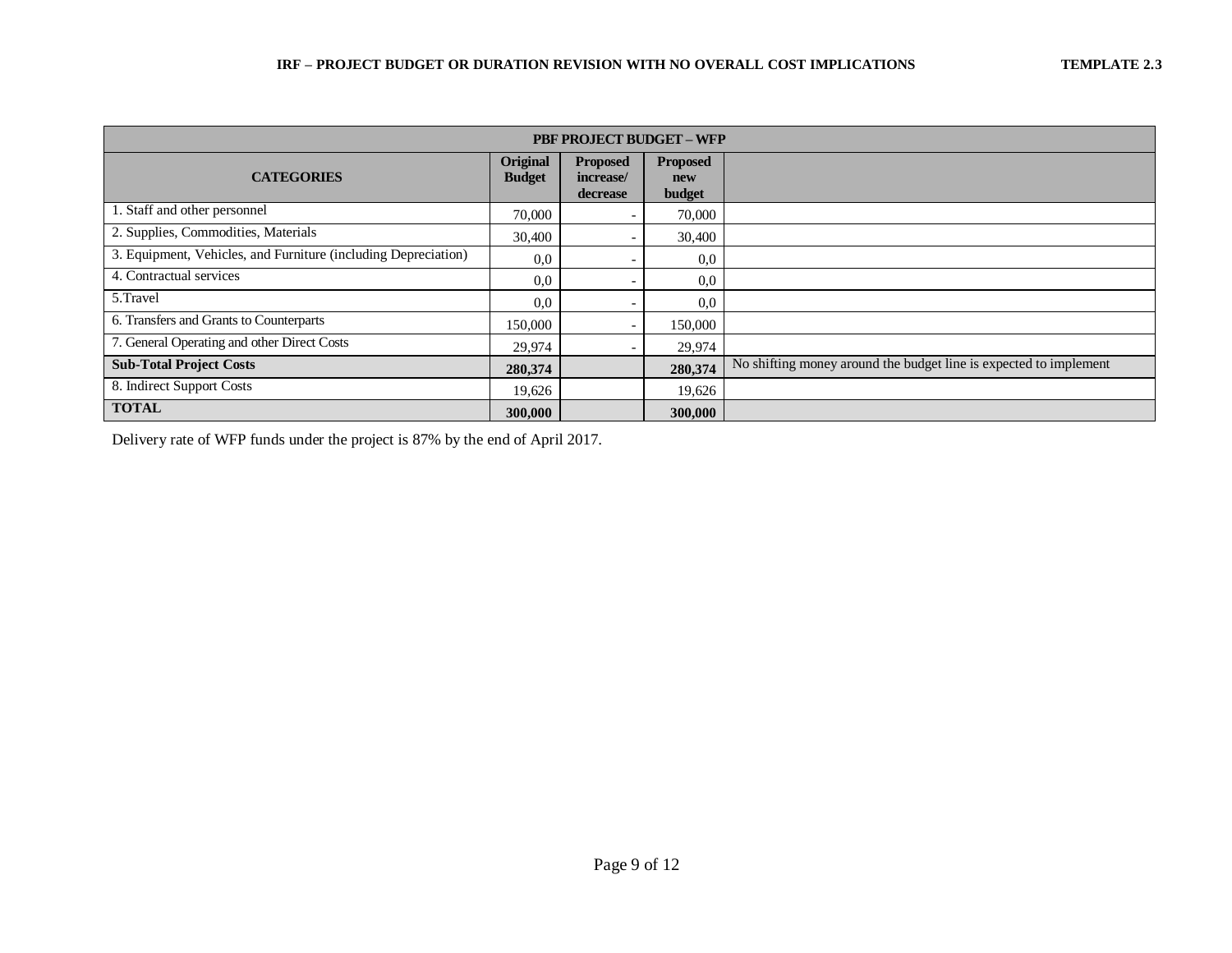| PBF PROJECT BUDGET – WFP | | | | |
|---|---|---|---|---|
| **CATEGORIES** | **Original Budget** | **Proposed increase/ decrease** | **Proposed new budget** | |
| 1. Staff and other personnel | 70,000 | - | 70,000 | |
| 2. Supplies, Commodities, Materials | 30,400 | - | 30,400 | |
| 3. Equipment, Vehicles, and Furniture (including Depreciation) | 0,0 | - | 0,0 | |
| 4. Contractual services | 0,0 | - | 0,0 | |
| 5.Travel | 0,0 | - | 0,0 | |
| 6. Transfers and Grants to Counterparts | 150,000 | - | 150,000 | |
| 7. General Operating and other Direct Costs | 29,974 | - | 29,974 | |
| **Sub-Total Project Costs** | **280,374** | | **280,374** | No shifting money around the budget line is expected to implement |
| 8. Indirect Support Costs | 19,626 | | 19,626 | |
| **TOTAL** | **300,000** | | **300,000** | |

Delivery rate of WFP funds under the project is 87% by the end of April 2017.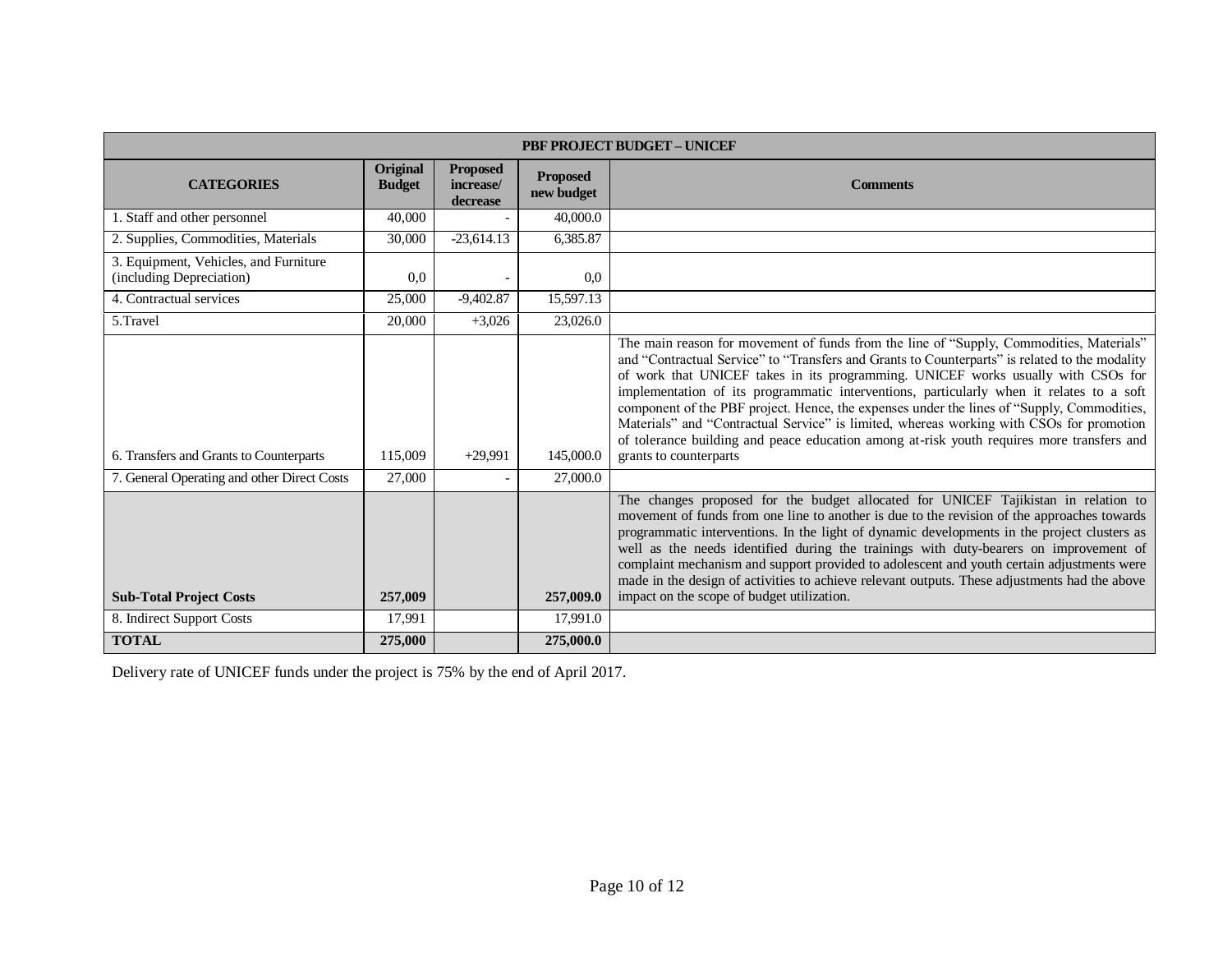| PBF PROJECT BUDGET – UNICEF | | | | |
|---|---|---|---|---|
| **CATEGORIES** | **Original Budget** | **Proposed increase/ decrease** | **Proposed new budget** | **Comments** |
| 1. Staff and other personnel | 40,000 | - | 40,000.0 | |
| 2. Supplies, Commodities, Materials | 30,000 | -23,614.13 | 6,385.87 | |
| 3. Equipment, Vehicles, and Furniture (including Depreciation) | 0,0 | - | 0,0 | |
| 4. Contractual services | 25,000 | -9,402.87 | 15,597.13 | |
| 5.Travel | 20,000 | +3,026 | 23,026.0 | |
| 6. Transfers and Grants to Counterparts | 115,009 | +29,991 | 145,000.0 | The main reason for movement of funds from the line of "Supply, Commodities, Materials" and "Contractual Service" to "Transfers and Grants to Counterparts" is related to the modality of work that UNICEF takes in its programming. UNICEF works usually with CSOs for implementation of its programmatic interventions, particularly when it relates to a soft component of the PBF project. Hence, the expenses under the lines of "Supply, Commodities, Materials" and "Contractual Service" is limited, whereas working with CSOs for promotion of tolerance building and peace education among at-risk youth requires more transfers and grants to counterparts |
| 7. General Operating and other Direct Costs | 27,000 | - | 27,000.0 | |
| **Sub-Total Project Costs** | **257,009** | | **257,009.0** | The changes proposed for the budget allocated for UNICEF Tajikistan in relation to movement of funds from one line to another is due to the revision of the approaches towards programmatic interventions. In the light of dynamic developments in the project clusters as well as the needs identified during the trainings with duty-bearers on improvement of complaint mechanism and support provided to adolescent and youth certain adjustments were made in the design of activities to achieve relevant outputs. These adjustments had the above impact on the scope of budget utilization. |
| 8. Indirect Support Costs | 17,991 | | 17,991.0 | |
| **TOTAL** | **275,000** | | **275,000.0** | |

Delivery rate of UNICEF funds under the project is 75% by the end of April 2017.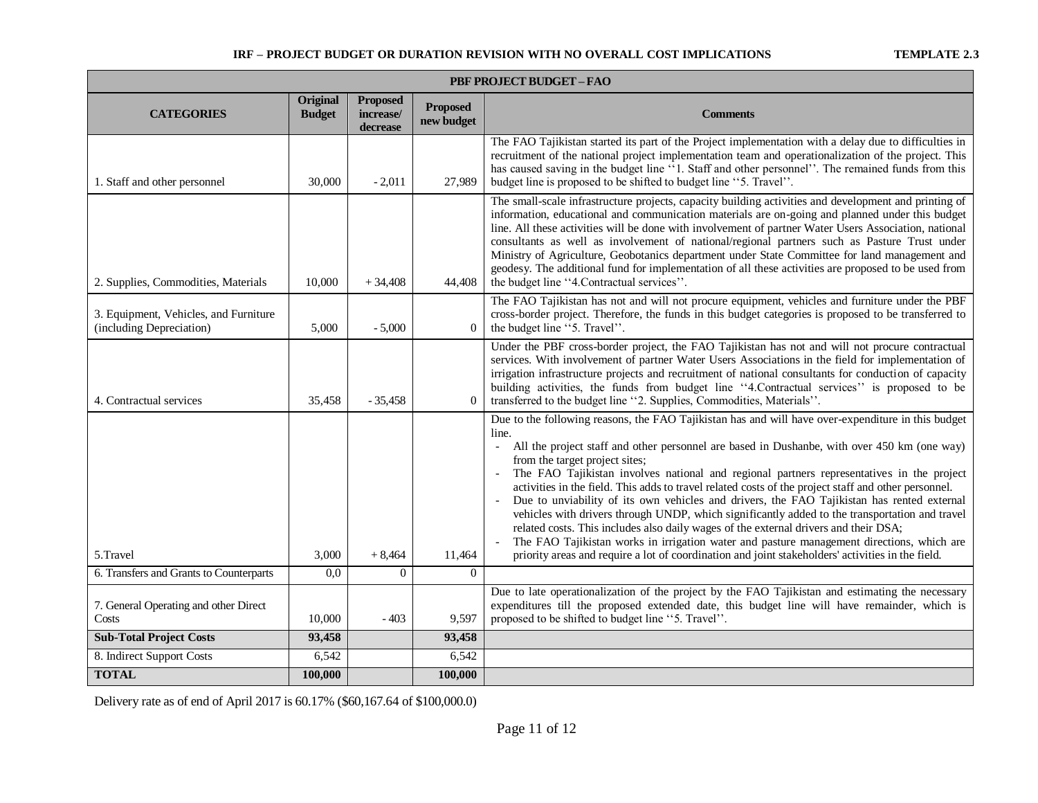**IRF – PROJECT BUDGET OR DURATION REVISION WITH NO OVERALL COST IMPLICATIONS** **TEMPLATE 2.3**

| PBF PROJECT BUDGET – FAO | | | | |
|---|---|---|---|---|
| **CATEGORIES** | **Original Budget** | **Proposed increase/ decrease** | **Proposed new budget** | **Comments** |
| 1. Staff and other personnel | 30,000 | - 2,011 | 27,989 | The FAO Tajikistan started its part of the Project implementation with a delay due to difficulties in recruitment of the national project implementation team and operationalization of the project. This has caused saving in the budget line ''1. Staff and other personnel''. The remained funds from this budget line is proposed to be shifted to budget line ''5. Travel''. |
| 2. Supplies, Commodities, Materials | 10,000 | + 34,408 | 44,408 | The small-scale infrastructure projects, capacity building activities and development and printing of information, educational and communication materials are on-going and planned under this budget line. All these activities will be done with involvement of partner Water Users Association, national consultants as well as involvement of national/regional partners such as Pasture Trust under Ministry of Agriculture, Geobotanics department under State Committee for land management and geodesy. The additional fund for implementation of all these activities are proposed to be used from the budget line ''4.Contractual services''. |
| 3. Equipment, Vehicles, and Furniture (including Depreciation) | 5,000 | - 5,000 | 0 | The FAO Tajikistan has not and will not procure equipment, vehicles and furniture under the PBF cross-border project. Therefore, the funds in this budget categories is proposed to be transferred to the budget line ''5. Travel''. |
| 4. Contractual services | 35,458 | - 35,458 | 0 | Under the PBF cross-border project, the FAO Tajikistan has not and will not procure contractual services. With involvement of partner Water Users Associations in the field for implementation of irrigation infrastructure projects and recruitment of national consultants for conduction of capacity building activities, the funds from budget line ''4.Contractual services'' is proposed to be transferred to the budget line ''2. Supplies, Commodities, Materials''. |
| 5.Travel | 3,000 | + 8,464 | 11,464 | Due to the following reasons, the FAO Tajikistan has and will have over-expenditure in this budget line.<br>- All the project staff and other personnel are based in Dushanbe, with over 450 km (one way) from the target project sites;<br>- The FAO Tajikistan involves national and regional partners representatives in the project activities in the field. This adds to travel related costs of the project staff and other personnel.<br>- Due to unviability of its own vehicles and drivers, the FAO Tajikistan has rented external vehicles with drivers through UNDP, which significantly added to the transportation and travel related costs. This includes also daily wages of the external drivers and their DSA;<br>- The FAO Tajikistan works in irrigation water and pasture management directions, which are priority areas and require a lot of coordination and joint stakeholders' activities in the field. |
| 6. Transfers and Grants to Counterparts | 0,0 | 0 | 0 | |
| 7. General Operating and other Direct Costs | 10,000 | - 403 | 9,597 | Due to late operationalization of the project by the FAO Tajikistan and estimating the necessary expenditures till the proposed extended date, this budget line will have remainder, which is proposed to be shifted to budget line ''5. Travel''. |
| **Sub-Total Project Costs** | **93,458** | | **93,458** | |
| 8. Indirect Support Costs | 6,542 | | 6,542 | |
| **TOTAL** | **100,000** | | **100,000** | |

Delivery rate as of end of April 2017 is 60.17% ($60,167.64 of $100,000.0)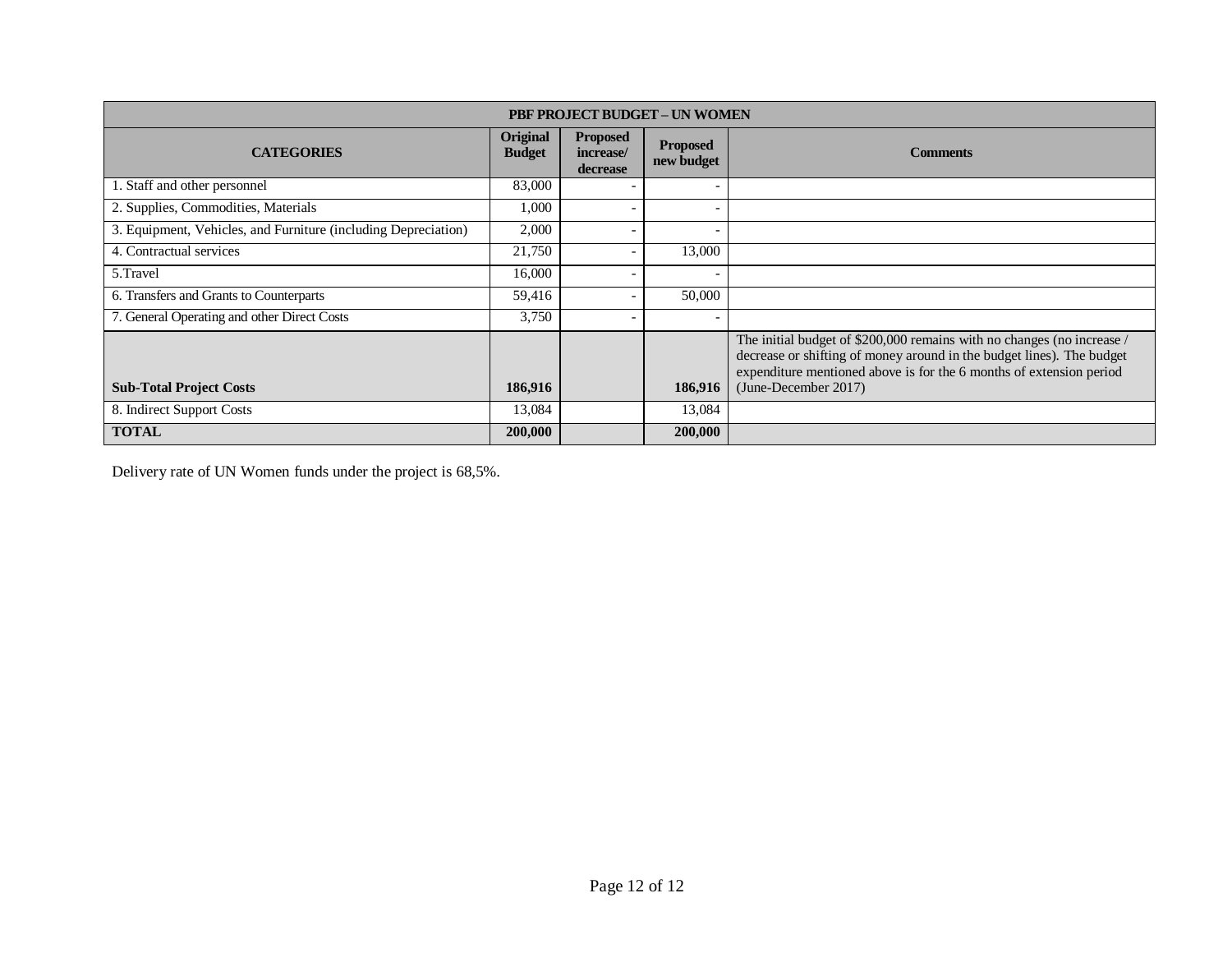| PBF PROJECT BUDGET – UN WOMEN | | | | |
|---|---|---|---|---|
| **CATEGORIES** | **Original Budget** | **Proposed increase/ decrease** | **Proposed new budget** | **Comments** |
| 1. Staff and other personnel | 83,000 | - | - | |
| 2. Supplies, Commodities, Materials | 1,000 | - | - | |
| 3. Equipment, Vehicles, and Furniture (including Depreciation) | 2,000 | - | - | |
| 4. Contractual services | 21,750 | - | 13,000 | |
| 5.Travel | 16,000 | - | - | |
| 6. Transfers and Grants to Counterparts | 59,416 | - | 50,000 | |
| 7. General Operating and other Direct Costs | 3,750 | - | - | |
| **Sub-Total Project Costs** | **186,916** | | **186,916** | The initial budget of $200,000 remains with no changes (no increase / decrease or shifting of money around in the budget lines). The budget expenditure mentioned above is for the 6 months of extension period (June-December 2017) |
| 8. Indirect Support Costs | 13,084 | | 13,084 | |
| **TOTAL** | **200,000** | | **200,000** | |

Delivery rate of UN Women funds under the project is 68,5%.